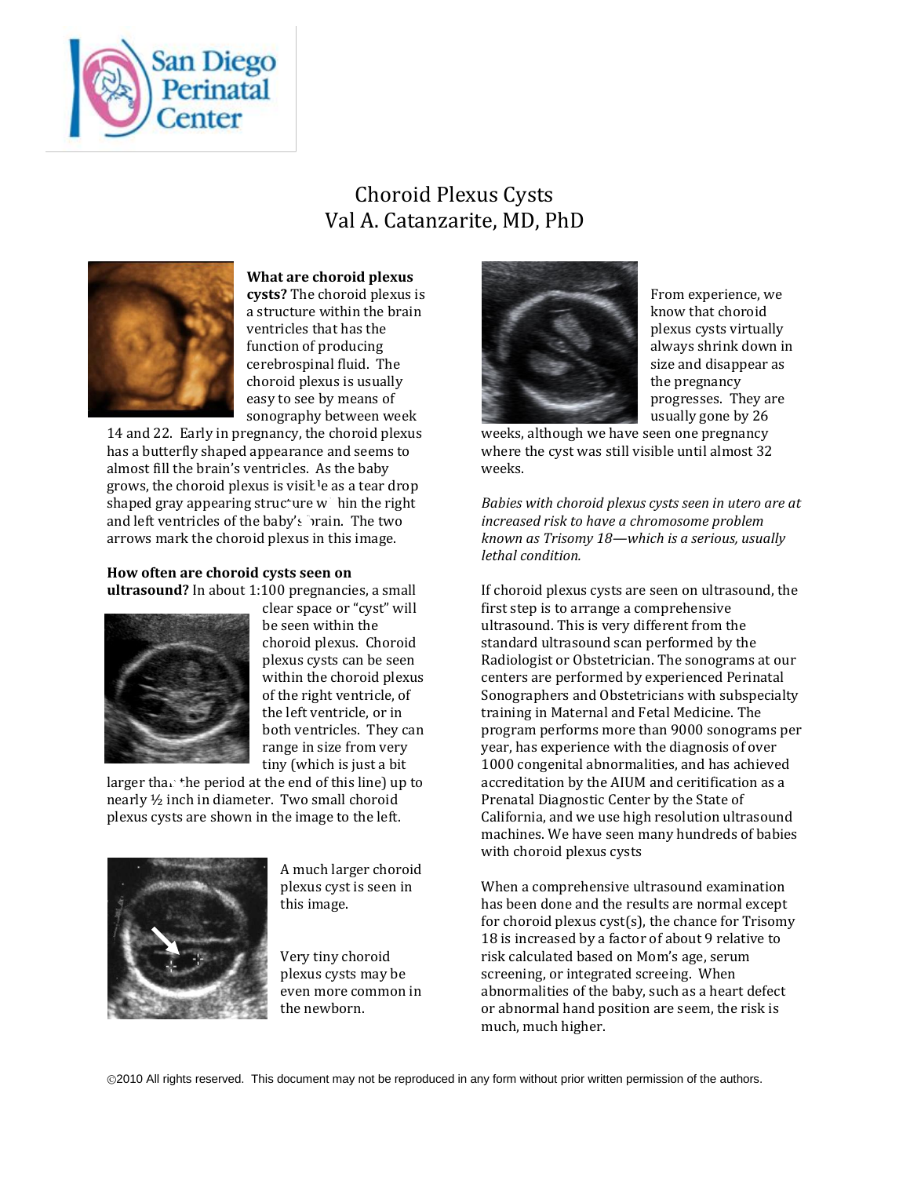# Choroid Plexus Cysts
Val A. Catanzarite, MD, PhD

**What are choroid plexus cysts?** The choroid plexus is a structure within the brain ventricles that has the function of producing cerebrospinal fluid. The choroid plexus is usually easy to see by means of sonography between week 14 and 22. Early in pregnancy, the choroid plexus has a butterfly shaped appearance and seems to almost fill the brain's ventricles. As the baby grows, the choroid plexus is visible as a tear drop shaped gray appearing structure within the right and left ventricles of the baby's brain. The two arrows mark the choroid plexus in this image.

**How often are choroid cysts seen on ultrasound?** In about 1:100 pregnancies, a small clear space or "cyst" will be seen within the choroid plexus. Choroid plexus cysts can be seen within the choroid plexus of the right ventricle, of the left ventricle, or in both ventricles. They can range in size from very tiny (which is just a bit larger than the period at the end of this line) up to nearly ½ inch in diameter. Two small choroid plexus cysts are shown in the image to the left.

A much larger choroid plexus cyst is seen in this image.

Very tiny choroid plexus cysts may be even more common in the newborn.

From experience, we know that choroid plexus cysts virtually always shrink down in size and disappear as the pregnancy progresses. They are usually gone by 26 weeks, although we have seen one pregnancy where the cyst was still visible until almost 32 weeks.

*Babies with choroid plexus cysts seen in utero are at increased risk to have a chromosome problem known as Trisomy 18—which is a serious, usually lethal condition.*

If choroid plexus cysts are seen on ultrasound, the first step is to arrange a comprehensive ultrasound. This is very different from the standard ultrasound scan performed by the Radiologist or Obstetrician. The sonograms at our centers are performed by experienced Perinatal Sonographers and Obstetricians with subspecialty training in Maternal and Fetal Medicine. The program performs more than 9000 sonograms per year, has experience with the diagnosis of over 1000 congenital abnormalities, and has achieved accreditation by the AIUM and ceritification as a Prenatal Diagnostic Center by the State of California, and we use high resolution ultrasound machines. We have seen many hundreds of babies with choroid plexus cysts

When a comprehensive ultrasound examination has been done and the results are normal except for choroid plexus cyst(s), the chance for Trisomy 18 is increased by a factor of about 9 relative to risk calculated based on Mom's age, serum screening, or integrated screeing. When abnormalities of the baby, such as a heart defect or abnormal hand position are seem, the risk is much, much higher.

©2010 All rights reserved. This document may not be reproduced in any form without prior written permission of the authors.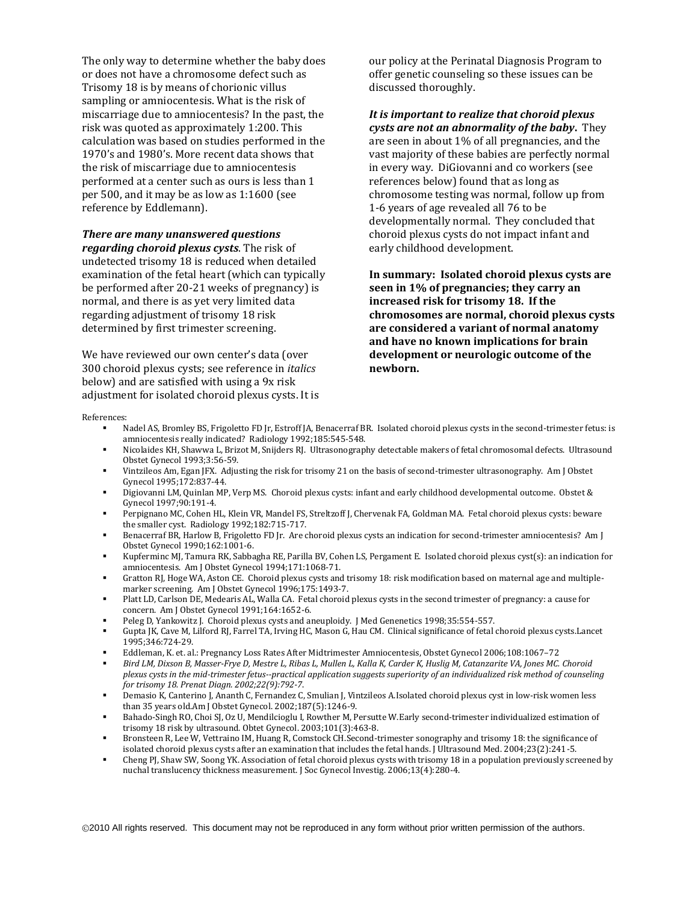The only way to determine whether the baby does or does not have a chromosome defect such as Trisomy 18 is by means of chorionic villus sampling or amniocentesis. What is the risk of miscarriage due to amniocentesis? In the past, the risk was quoted as approximately 1:200. This calculation was based on studies performed in the 1970's and 1980's. More recent data shows that the risk of miscarriage due to amniocentesis performed at a center such as ours is less than 1 per 500, and it may be as low as 1:1600 (see reference by Eddlemann).

***There are many unanswered questions regarding choroid plexus cysts***. The risk of undetected trisomy 18 is reduced when detailed examination of the fetal heart (which can typically be performed after 20-21 weeks of pregnancy) is normal, and there is as yet very limited data regarding adjustment of trisomy 18 risk determined by first trimester screening.

We have reviewed our own center's data (over 300 choroid plexus cysts; see reference in *italics* below) and are satisfied with using a 9x risk adjustment for isolated choroid plexus cysts. It is our policy at the Perinatal Diagnosis Program to offer genetic counseling so these issues can be discussed thoroughly.

***It is important to realize that choroid plexus cysts are not an abnormality of the baby***. They are seen in about 1% of all pregnancies, and the vast majority of these babies are perfectly normal in every way. DiGiovanni and co workers (see references below) found that as long as chromosome testing was normal, follow up from 1-6 years of age revealed all 76 to be developmentally normal. They concluded that choroid plexus cysts do not impact infant and early childhood development.

**In summary: Isolated choroid plexus cysts are seen in 1% of pregnancies; they carry an increased risk for trisomy 18. If the chromosomes are normal, choroid plexus cysts are considered a variant of normal anatomy and have no known implications for brain development or neurologic outcome of the newborn.**

References:

- Nadel AS, Bromley BS, Frigoletto FD Jr, Estroff JA, Benacerraf BR. Isolated choroid plexus cysts in the second-trimester fetus: is amniocentesis really indicated? Radiology 1992;185:545-548.
- Nicolaides KH, Shawwa L, Brizot M, Snijders RJ. Ultrasonography detectable makers of fetal chromosomal defects. Ultrasound Obstet Gynecol 1993;3:56-59.
- Vintzileos Am, Egan JFX. Adjusting the risk for trisomy 21 on the basis of second-trimester ultrasonography. Am J Obstet Gynecol 1995;172:837-44.
- Digiovanni LM, Quinlan MP, Verp MS. Choroid plexus cysts: infant and early childhood developmental outcome. Obstet & Gynecol 1997;90:191-4.
- Perpignano MC, Cohen HL, Klein VR, Mandel FS, Streltzoff J, Chervenak FA, Goldman MA. Fetal choroid plexus cysts: beware the smaller cyst. Radiology 1992;182:715-717.
- Benacerraf BR, Harlow B, Frigoletto FD Jr. Are choroid plexus cysts an indication for second-trimester amniocentesis? Am J Obstet Gynecol 1990;162:1001-6.
- Kupferminc MJ, Tamura RK, Sabbagha RE, Parilla BV, Cohen LS, Pergament E. Isolated choroid plexus cyst(s): an indication for amniocentesis. Am J Obstet Gynecol 1994;171:1068-71.
- Gratton RJ, Hoge WA, Aston CE. Choroid plexus cysts and trisomy 18: risk modification based on maternal age and multiple-marker screening. Am J Obstet Gynecol 1996;175:1493-7.
- Platt LD, Carlson DE, Medearis AL, Walla CA. Fetal choroid plexus cysts in the second trimester of pregnancy: a cause for concern. Am J Obstet Gynecol 1991;164:1652-6.
- Peleg D, Yankowitz J. Choroid plexus cysts and aneuploidy. J Med Genenetics 1998;35:554-557.
- Gupta JK, Cave M, Lilford RJ, Farrel TA, Irving HC, Mason G, Hau CM. Clinical significance of fetal choroid plexus cysts.Lancet 1995;346:724-29.
- Eddleman, K. et. al.: Pregnancy Loss Rates After Midtrimester Amniocentesis, Obstet Gynecol 2006;108:1067–72
- *Bird LM, Dixson B, Masser-Frye D, Mestre L, Ribas L, Mullen L, Kalla K, Carder K, Huslig M, Catanzarite VA, Jones MC. Choroid plexus cysts in the mid-trimester fetus--practical application suggests superiority of an individualized risk method of counseling for trisomy 18. Prenat Diagn. 2002;22(9):792-7.*
- Demasio K, Canterino J, Ananth C, Fernandez C, Smulian J, Vintzileos A.Isolated choroid plexus cyst in low-risk women less than 35 years old.Am J Obstet Gynecol. 2002;187(5):1246-9.
- Bahado-Singh RO, Choi SJ, Oz U, Mendilcioglu I, Rowther M, Persutte W.Early second-trimester individualized estimation of trisomy 18 risk by ultrasound. Obtet Gynecol. 2003;101(3):463-8.
- Bronsteen R, Lee W, Vettraino IM, Huang R, Comstock CH.Second-trimester sonography and trisomy 18: the significance of isolated choroid plexus cysts after an examination that includes the fetal hands. J Ultrasound Med. 2004;23(2):241-5.
- Cheng PJ, Shaw SW, Soong YK. Association of fetal choroid plexus cysts with trisomy 18 in a population previously screened by nuchal translucency thickness measurement. J Soc Gynecol Investig. 2006;13(4):280-4.

©2010 All rights reserved. This document may not be reproduced in any form without prior written permission of the authors.